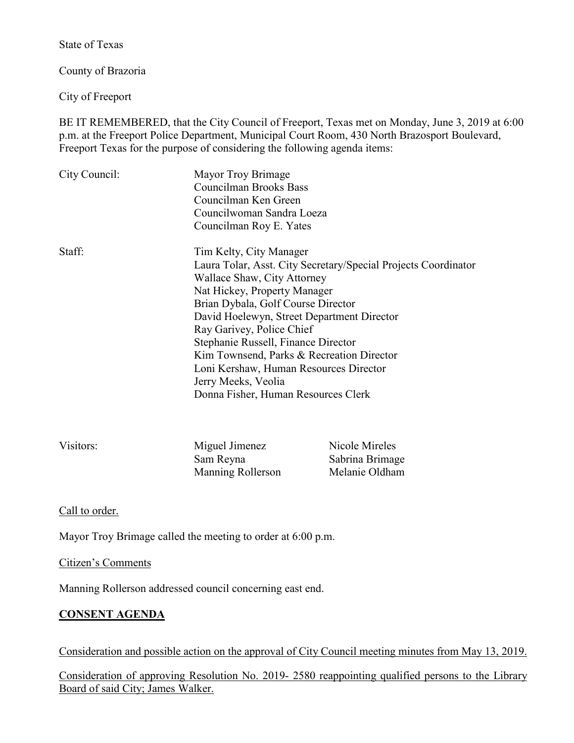State of Texas

County of Brazoria

City of Freeport

BE IT REMEMBERED, that the City Council of Freeport, Texas met on Monday, June 3, 2019 at 6:00 p.m. at the Freeport Police Department, Municipal Court Room, 430 North Brazosport Boulevard, Freeport Texas for the purpose of considering the following agenda items:

City Council:
- Mayor Troy Brimage
- Councilman Brooks Bass
- Councilman Ken Green
- Councilwoman Sandra Loeza
- Councilman Roy E. Yates

Staff:
- Tim Kelty, City Manager
- Laura Tolar, Asst. City Secretary/Special Projects Coordinator
- Wallace Shaw, City Attorney
- Nat Hickey, Property Manager
- Brian Dybala, Golf Course Director
- David Hoelewyn, Street Department Director
- Ray Garivey, Police Chief
- Stephanie Russell, Finance Director
- Kim Townsend, Parks & Recreation Director
- Loni Kershaw, Human Resources Director
- Jerry Meeks, Veolia
- Donna Fisher, Human Resources Clerk

Visitors:
- Miguel Jimenez
- Sam Reyna
- Manning Rollerson
- Nicole Mireles
- Sabrina Brimage
- Melanie Oldham

Call to order.

Mayor Troy Brimage called the meeting to order at 6:00 p.m.

Citizen's Comments

Manning Rollerson addressed council concerning east end.

## CONSENT AGENDA

Consideration and possible action on the approval of City Council meeting minutes from May 13, 2019.

Consideration of approving Resolution No. 2019- 2580 reappointing qualified persons to the Library Board of said City; James Walker.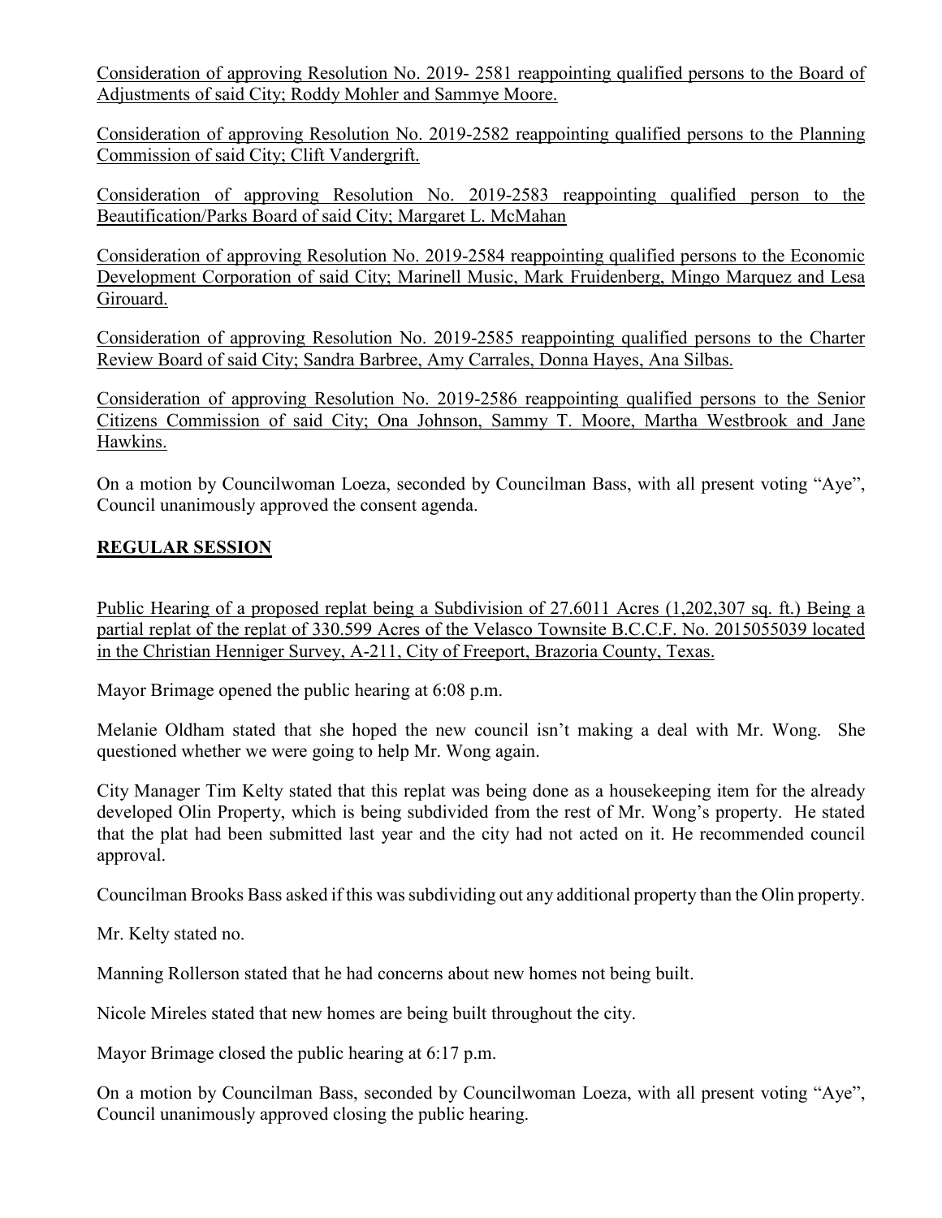Consideration of approving Resolution No. 2019- 2581 reappointing qualified persons to the Board of Adjustments of said City; Roddy Mohler and Sammye Moore.

Consideration of approving Resolution No. 2019-2582 reappointing qualified persons to the Planning Commission of said City; Clift Vandergrift.

Consideration of approving Resolution No. 2019-2583 reappointing qualified person to the Beautification/Parks Board of said City; Margaret L. McMahan

Consideration of approving Resolution No. 2019-2584 reappointing qualified persons to the Economic Development Corporation of said City; Marinell Music, Mark Fruidenberg, Mingo Marquez and Lesa Girouard.

Consideration of approving Resolution No. 2019-2585 reappointing qualified persons to the Charter Review Board of said City; Sandra Barbree, Amy Carrales, Donna Hayes, Ana Silbas.

Consideration of approving Resolution No. 2019-2586 reappointing qualified persons to the Senior Citizens Commission of said City; Ona Johnson, Sammy T. Moore, Martha Westbrook and Jane Hawkins.

On a motion by Councilwoman Loeza, seconded by Councilman Bass, with all present voting "Aye", Council unanimously approved the consent agenda.

## REGULAR SESSION

Public Hearing of a proposed replat being a Subdivision of 27.6011 Acres (1,202,307 sq. ft.) Being a partial replat of the replat of 330.599 Acres of the Velasco Townsite B.C.C.F. No. 2015055039 located in the Christian Henniger Survey, A-211, City of Freeport, Brazoria County, Texas.

Mayor Brimage opened the public hearing at 6:08 p.m.

Melanie Oldham stated that she hoped the new council isn't making a deal with Mr. Wong. She questioned whether we were going to help Mr. Wong again.

City Manager Tim Kelty stated that this replat was being done as a housekeeping item for the already developed Olin Property, which is being subdivided from the rest of Mr. Wong's property. He stated that the plat had been submitted last year and the city had not acted on it. He recommended council approval.

Councilman Brooks Bass asked if this was subdividing out any additional property than the Olin property.

Mr. Kelty stated no.

Manning Rollerson stated that he had concerns about new homes not being built.

Nicole Mireles stated that new homes are being built throughout the city.

Mayor Brimage closed the public hearing at 6:17 p.m.

On a motion by Councilman Bass, seconded by Councilwoman Loeza, with all present voting "Aye", Council unanimously approved closing the public hearing.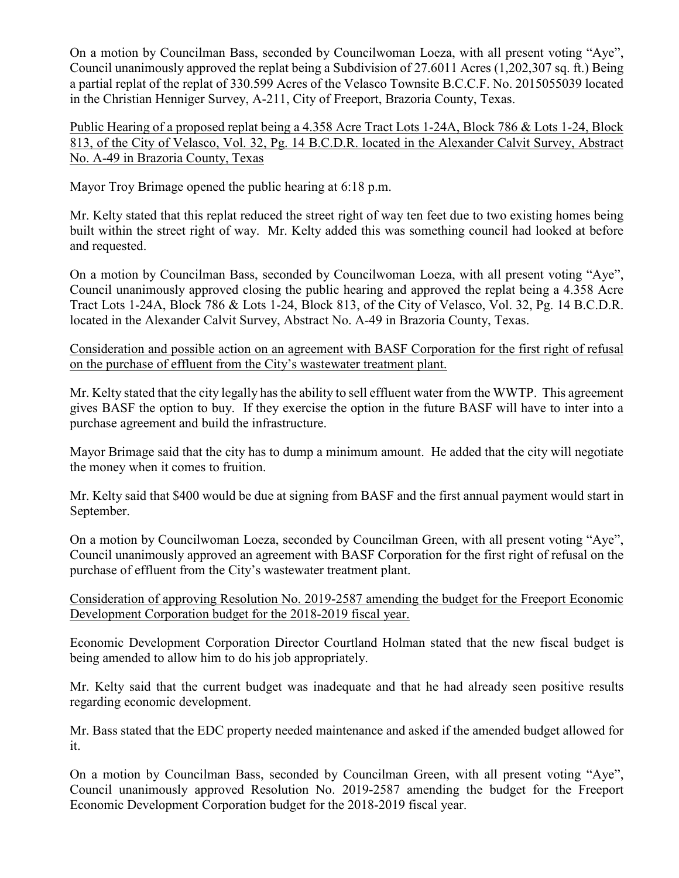On a motion by Councilman Bass, seconded by Councilwoman Loeza, with all present voting "Aye", Council unanimously approved the replat being a Subdivision of 27.6011 Acres (1,202,307 sq. ft.) Being a partial replat of the replat of 330.599 Acres of the Velasco Townsite B.C.C.F. No. 2015055039 located in the Christian Henniger Survey, A-211, City of Freeport, Brazoria County, Texas.

Public Hearing of a proposed replat being a 4.358 Acre Tract Lots 1-24A, Block 786 & Lots 1-24, Block 813, of the City of Velasco, Vol. 32, Pg. 14 B.C.D.R. located in the Alexander Calvit Survey, Abstract No. A-49 in Brazoria County, Texas

Mayor Troy Brimage opened the public hearing at 6:18 p.m.

Mr. Kelty stated that this replat reduced the street right of way ten feet due to two existing homes being built within the street right of way. Mr. Kelty added this was something council had looked at before and requested.

On a motion by Councilman Bass, seconded by Councilwoman Loeza, with all present voting "Aye", Council unanimously approved closing the public hearing and approved the replat being a 4.358 Acre Tract Lots 1-24A, Block 786 & Lots 1-24, Block 813, of the City of Velasco, Vol. 32, Pg. 14 B.C.D.R. located in the Alexander Calvit Survey, Abstract No. A-49 in Brazoria County, Texas.

Consideration and possible action on an agreement with BASF Corporation for the first right of refusal on the purchase of effluent from the City's wastewater treatment plant.

Mr. Kelty stated that the city legally has the ability to sell effluent water from the WWTP. This agreement gives BASF the option to buy. If they exercise the option in the future BASF will have to inter into a purchase agreement and build the infrastructure.

Mayor Brimage said that the city has to dump a minimum amount. He added that the city will negotiate the money when it comes to fruition.

Mr. Kelty said that $400 would be due at signing from BASF and the first annual payment would start in September.

On a motion by Councilwoman Loeza, seconded by Councilman Green, with all present voting "Aye", Council unanimously approved an agreement with BASF Corporation for the first right of refusal on the purchase of effluent from the City's wastewater treatment plant.

Consideration of approving Resolution No. 2019-2587 amending the budget for the Freeport Economic Development Corporation budget for the 2018-2019 fiscal year.

Economic Development Corporation Director Courtland Holman stated that the new fiscal budget is being amended to allow him to do his job appropriately.

Mr. Kelty said that the current budget was inadequate and that he had already seen positive results regarding economic development.

Mr. Bass stated that the EDC property needed maintenance and asked if the amended budget allowed for it.

On a motion by Councilman Bass, seconded by Councilman Green, with all present voting "Aye", Council unanimously approved Resolution No. 2019-2587 amending the budget for the Freeport Economic Development Corporation budget for the 2018-2019 fiscal year.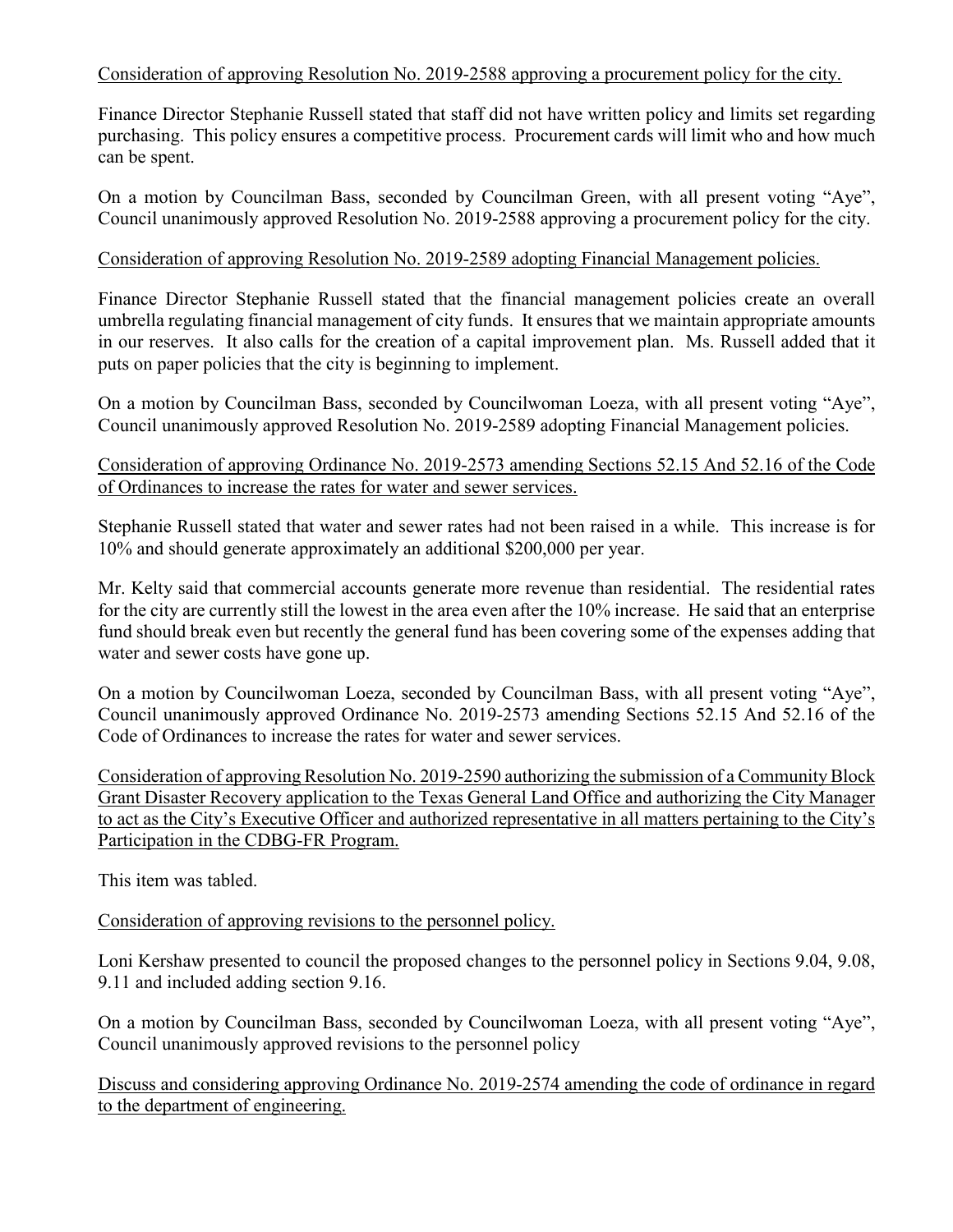<u>Consideration of approving Resolution No. 2019-2588 approving a procurement policy for the city.</u>

Finance Director Stephanie Russell stated that staff did not have written policy and limits set regarding purchasing. This policy ensures a competitive process. Procurement cards will limit who and how much can be spent.

On a motion by Councilman Bass, seconded by Councilman Green, with all present voting "Aye", Council unanimously approved Resolution No. 2019-2588 approving a procurement policy for the city.

<u>Consideration of approving Resolution No. 2019-2589 adopting Financial Management policies.</u>

Finance Director Stephanie Russell stated that the financial management policies create an overall umbrella regulating financial management of city funds. It ensures that we maintain appropriate amounts in our reserves. It also calls for the creation of a capital improvement plan. Ms. Russell added that it puts on paper policies that the city is beginning to implement.

On a motion by Councilman Bass, seconded by Councilwoman Loeza, with all present voting "Aye", Council unanimously approved Resolution No. 2019-2589 adopting Financial Management policies.

<u>Consideration of approving Ordinance No. 2019-2573 amending Sections 52.15 And 52.16 of the Code of Ordinances to increase the rates for water and sewer services.</u>

Stephanie Russell stated that water and sewer rates had not been raised in a while. This increase is for 10% and should generate approximately an additional $200,000 per year.

Mr. Kelty said that commercial accounts generate more revenue than residential. The residential rates for the city are currently still the lowest in the area even after the 10% increase. He said that an enterprise fund should break even but recently the general fund has been covering some of the expenses adding that water and sewer costs have gone up.

On a motion by Councilwoman Loeza, seconded by Councilman Bass, with all present voting "Aye", Council unanimously approved Ordinance No. 2019-2573 amending Sections 52.15 And 52.16 of the Code of Ordinances to increase the rates for water and sewer services.

<u>Consideration of approving Resolution No. 2019-2590 authorizing the submission of a Community Block Grant Disaster Recovery application to the Texas General Land Office and authorizing the City Manager to act as the City's Executive Officer and authorized representative in all matters pertaining to the City's Participation in the CDBG-FR Program.</u>

This item was tabled.

<u>Consideration of approving revisions to the personnel policy.</u>

Loni Kershaw presented to council the proposed changes to the personnel policy in Sections 9.04, 9.08, 9.11 and included adding section 9.16.

On a motion by Councilman Bass, seconded by Councilwoman Loeza, with all present voting "Aye", Council unanimously approved revisions to the personnel policy

<u>Discuss and considering approving Ordinance No. 2019-2574 amending the code of ordinance in regard to the department of engineering.</u>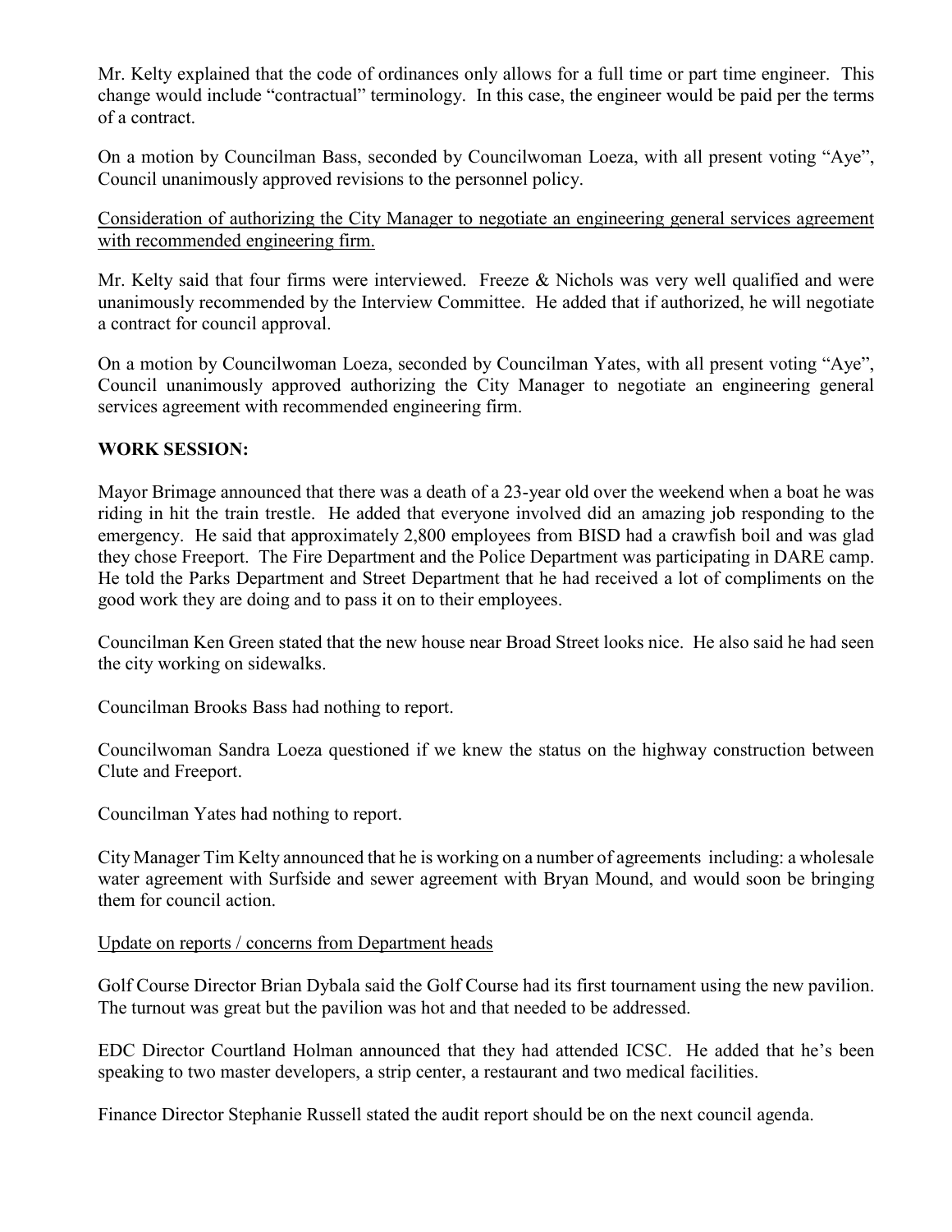Mr. Kelty explained that the code of ordinances only allows for a full time or part time engineer. This change would include "contractual" terminology. In this case, the engineer would be paid per the terms of a contract.

On a motion by Councilman Bass, seconded by Councilwoman Loeza, with all present voting "Aye", Council unanimously approved revisions to the personnel policy.

<u>Consideration of authorizing the City Manager to negotiate an engineering general services agreement with recommended engineering firm.</u>

Mr. Kelty said that four firms were interviewed. Freeze & Nichols was very well qualified and were unanimously recommended by the Interview Committee. He added that if authorized, he will negotiate a contract for council approval.

On a motion by Councilwoman Loeza, seconded by Councilman Yates, with all present voting "Aye", Council unanimously approved authorizing the City Manager to negotiate an engineering general services agreement with recommended engineering firm.

**WORK SESSION:**

Mayor Brimage announced that there was a death of a 23-year old over the weekend when a boat he was riding in hit the train trestle. He added that everyone involved did an amazing job responding to the emergency. He said that approximately 2,800 employees from BISD had a crawfish boil and was glad they chose Freeport. The Fire Department and the Police Department was participating in DARE camp. He told the Parks Department and Street Department that he had received a lot of compliments on the good work they are doing and to pass it on to their employees.

Councilman Ken Green stated that the new house near Broad Street looks nice. He also said he had seen the city working on sidewalks.

Councilman Brooks Bass had nothing to report.

Councilwoman Sandra Loeza questioned if we knew the status on the highway construction between Clute and Freeport.

Councilman Yates had nothing to report.

City Manager Tim Kelty announced that he is working on a number of agreements including: a wholesale water agreement with Surfside and sewer agreement with Bryan Mound, and would soon be bringing them for council action.

<u>Update on reports / concerns from Department heads</u>

Golf Course Director Brian Dybala said the Golf Course had its first tournament using the new pavilion. The turnout was great but the pavilion was hot and that needed to be addressed.

EDC Director Courtland Holman announced that they had attended ICSC. He added that he's been speaking to two master developers, a strip center, a restaurant and two medical facilities.

Finance Director Stephanie Russell stated the audit report should be on the next council agenda.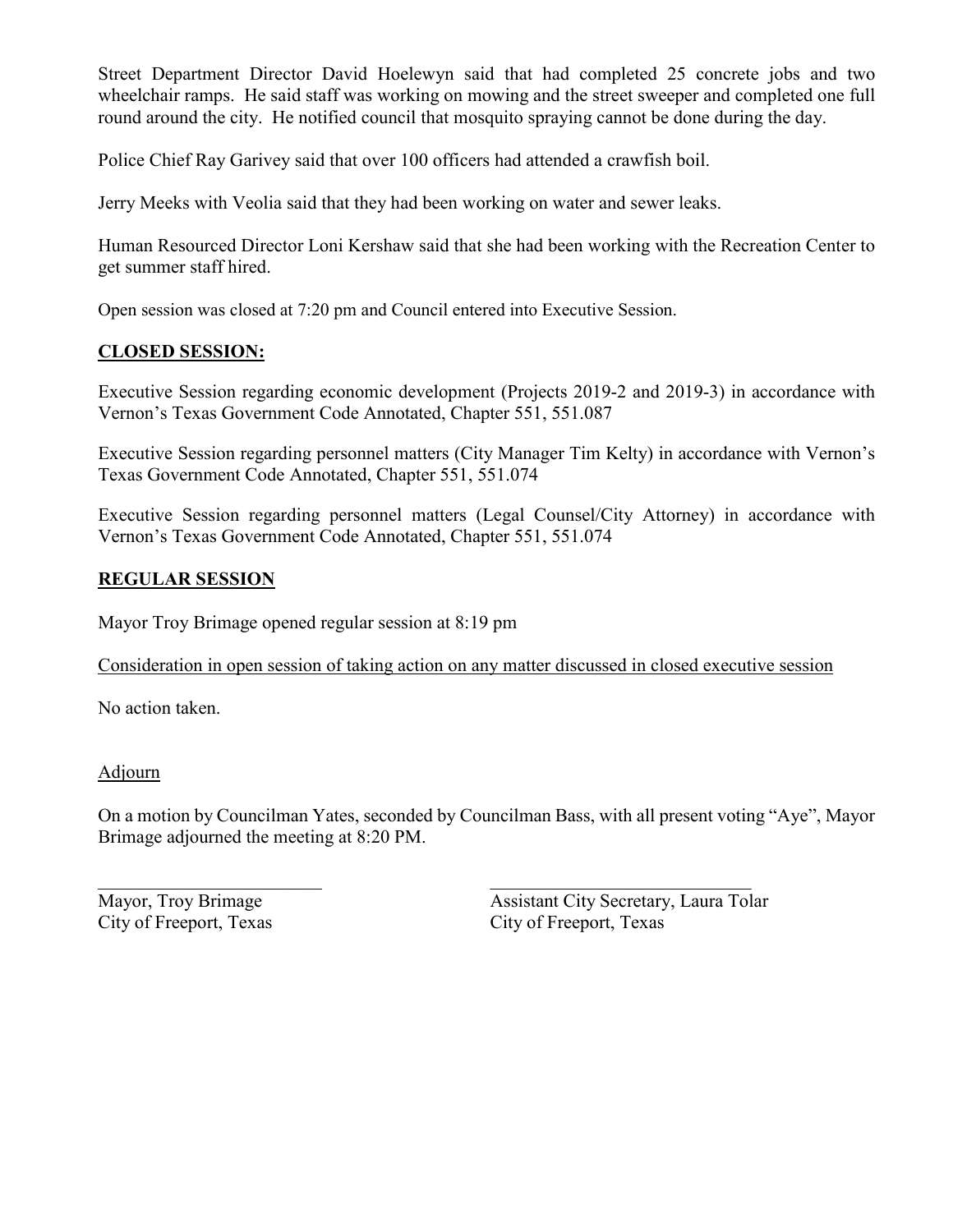Street Department Director David Hoelewyn said that had completed 25 concrete jobs and two wheelchair ramps. He said staff was working on mowing and the street sweeper and completed one full round around the city. He notified council that mosquito spraying cannot be done during the day.

Police Chief Ray Garivey said that over 100 officers had attended a crawfish boil.

Jerry Meeks with Veolia said that they had been working on water and sewer leaks.

Human Resourced Director Loni Kershaw said that she had been working with the Recreation Center to get summer staff hired.

Open session was closed at 7:20 pm and Council entered into Executive Session.

**CLOSED SESSION:**

Executive Session regarding economic development (Projects 2019-2 and 2019-3) in accordance with Vernon's Texas Government Code Annotated, Chapter 551, 551.087

Executive Session regarding personnel matters (City Manager Tim Kelty) in accordance with Vernon's Texas Government Code Annotated, Chapter 551, 551.074

Executive Session regarding personnel matters (Legal Counsel/City Attorney) in accordance with Vernon's Texas Government Code Annotated, Chapter 551, 551.074

**REGULAR SESSION**

Mayor Troy Brimage opened regular session at 8:19 pm

Consideration in open session of taking action on any matter discussed in closed executive session

No action taken.

Adjourn

On a motion by Councilman Yates, seconded by Councilman Bass, with all present voting "Aye", Mayor Brimage adjourned the meeting at 8:20 PM.

Mayor, Troy Brimage
City of Freeport, Texas

Assistant City Secretary, Laura Tolar
City of Freeport, Texas